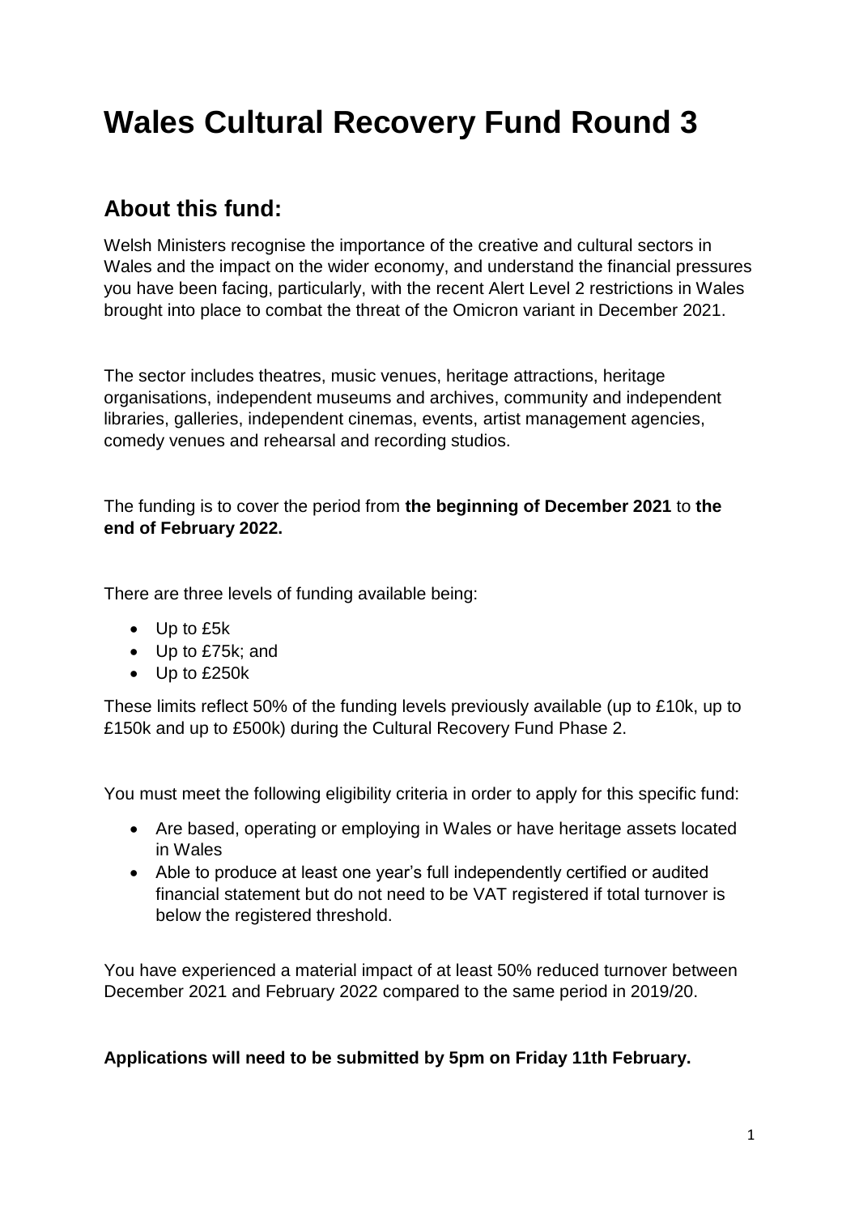# Wales Cultural Recovery Fund Round 3

## About this fund:

Welsh Ministers recognise the importance of the creative and cultural sectors in Wales and the impact on the wider economy, and understand the financial pressures you have been facing, particularly, with the recent Alert Level 2 restrictions in Wales brought into place to combat the threat of the Omicron variant in December 2021.

The sector includes theatres, music venues, heritage attractions, heritage organisations, independent museums and archives, community and independent libraries, galleries, independent cinemas, events, artist management agencies, comedy venues and rehearsal and recording studios.

The funding is to cover the period from **the beginning of December 2021** to **the end of February 2022.**

There are three levels of funding available being:

- Up to £5k
- Up to £75k; and
- Up to £250k

These limits reflect 50% of the funding levels previously available (up to £10k, up to £150k and up to £500k) during the Cultural Recovery Fund Phase 2.

You must meet the following eligibility criteria in order to apply for this specific fund:

- Are based, operating or employing in Wales or have heritage assets located in Wales
- Able to produce at least one year's full independently certified or audited financial statement but do not need to be VAT registered if total turnover is below the registered threshold.

You have experienced a material impact of at least 50% reduced turnover between December 2021 and February 2022 compared to the same period in 2019/20.

**Applications will need to be submitted by 5pm on Friday 11th February.**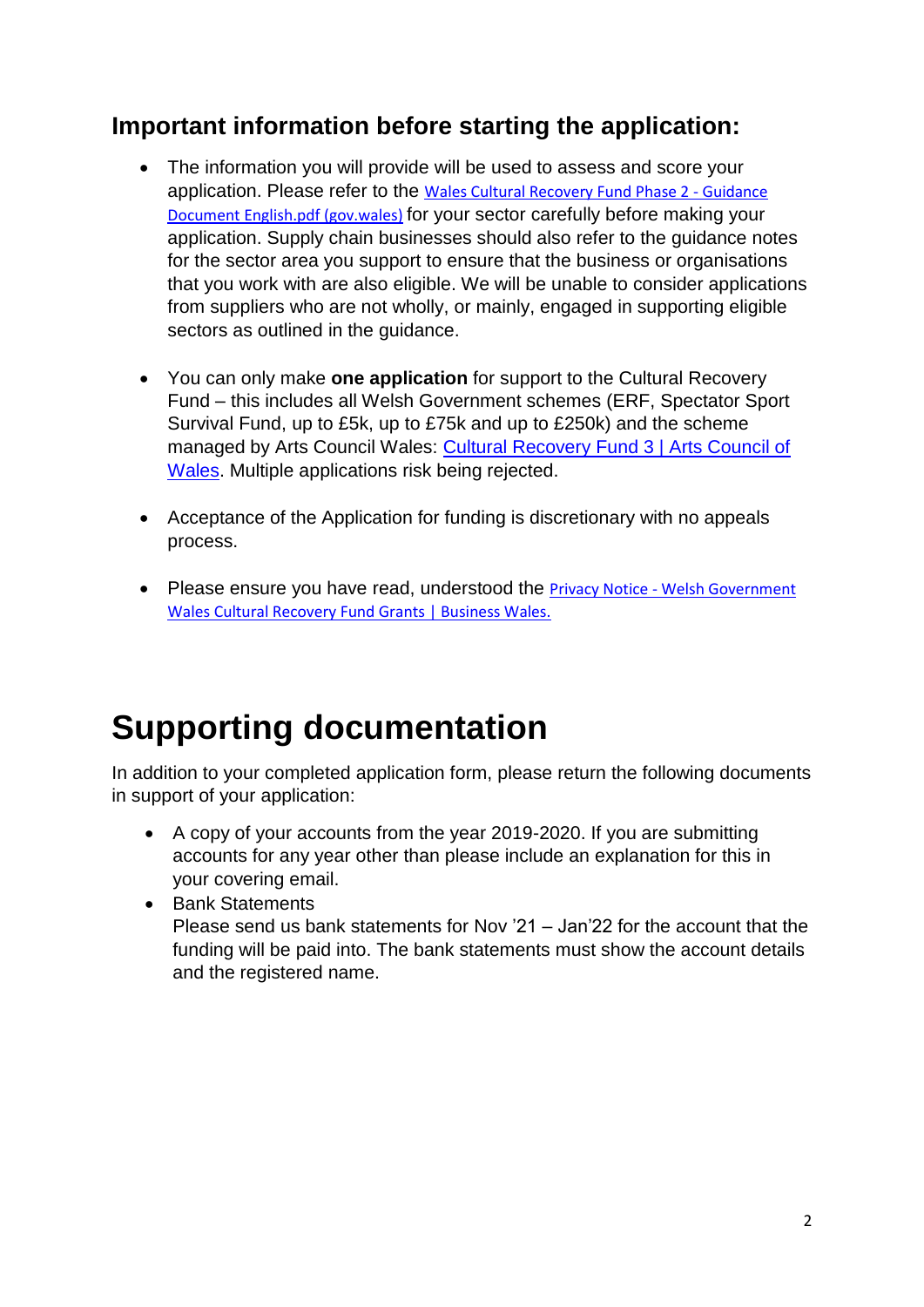## Important information before starting the application:

- The information you will provide will be used to assess and score your application. Please refer to the Wales Cultural Recovery Fund Phase 2 - Guidance Document English.pdf (gov.wales) for your sector carefully before making your application. Supply chain businesses should also refer to the guidance notes for the sector area you support to ensure that the business or organisations that you work with are also eligible. We will be unable to consider applications from suppliers who are not wholly, or mainly, engaged in supporting eligible sectors as outlined in the guidance.

- You can only make **one application** for support to the Cultural Recovery Fund – this includes all Welsh Government schemes (ERF, Spectator Sport Survival Fund, up to £5k, up to £75k and up to £250k) and the scheme managed by Arts Council Wales: Cultural Recovery Fund 3 | Arts Council of Wales. Multiple applications risk being rejected.

- Acceptance of the Application for funding is discretionary with no appeals process.

- Please ensure you have read, understood the Privacy Notice - Welsh Government Wales Cultural Recovery Fund Grants | Business Wales.

# Supporting documentation

In addition to your completed application form, please return the following documents in support of your application:

- A copy of your accounts from the year 2019-2020. If you are submitting accounts for any year other than please include an explanation for this in your covering email.
- Bank Statements
  Please send us bank statements for Nov '21 – Jan'22 for the account that the funding will be paid into. The bank statements must show the account details and the registered name.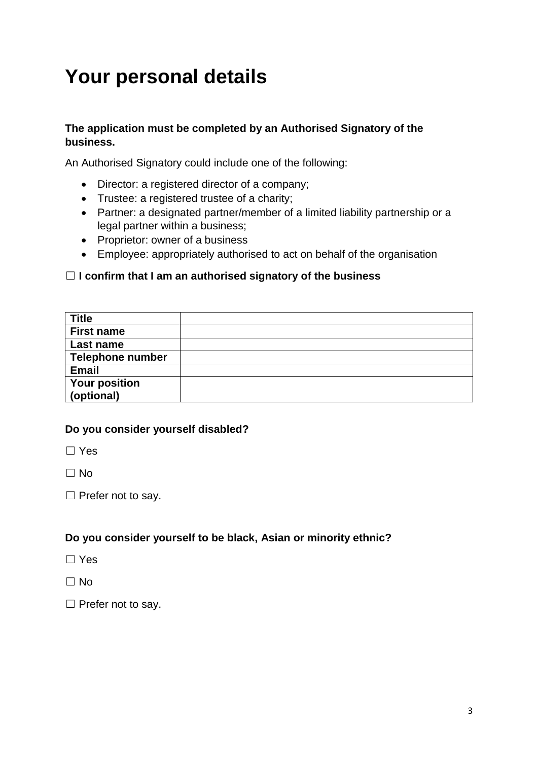# Your personal details

**The application must be completed by an Authorised Signatory of the business.**

An Authorised Signatory could include one of the following:

- Director: a registered director of a company;
- Trustee: a registered trustee of a charity;
- Partner: a designated partner/member of a limited liability partnership or a legal partner within a business;
- Proprietor: owner of a business
- Employee: appropriately authorised to act on behalf of the organisation

☐ **I confirm that I am an authorised signatory of the business**

| **Title** | |
|---|---|
| **First name** | |
| **Last name** | |
| **Telephone number** | |
| **Email** | |
| **Your position (optional)** | |

**Do you consider yourself disabled?**

☐ Yes

☐ No

☐ Prefer not to say.

**Do you consider yourself to be black, Asian or minority ethnic?**

☐ Yes

☐ No

☐ Prefer not to say.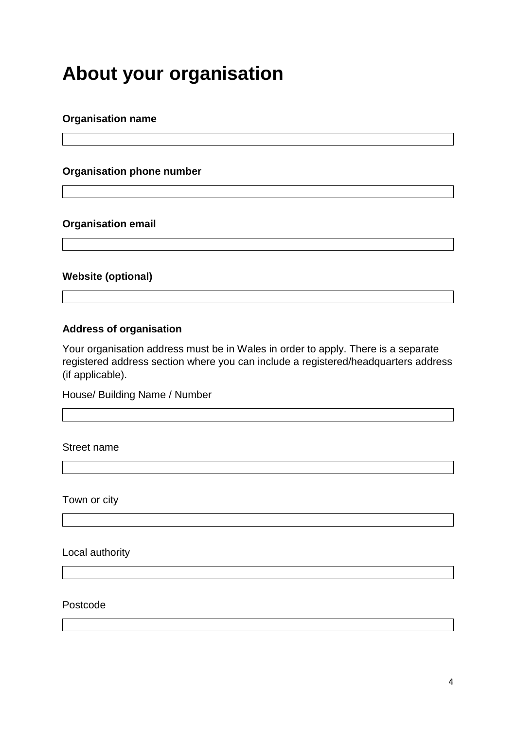# About your organisation

**Organisation name**

**Organisation phone number**

**Organisation email**

**Website (optional)**

**Address of organisation**

Your organisation address must be in Wales in order to apply. There is a separate registered address section where you can include a registered/headquarters address (if applicable).

House/ Building Name / Number

Street name

Town or city

Local authority

Postcode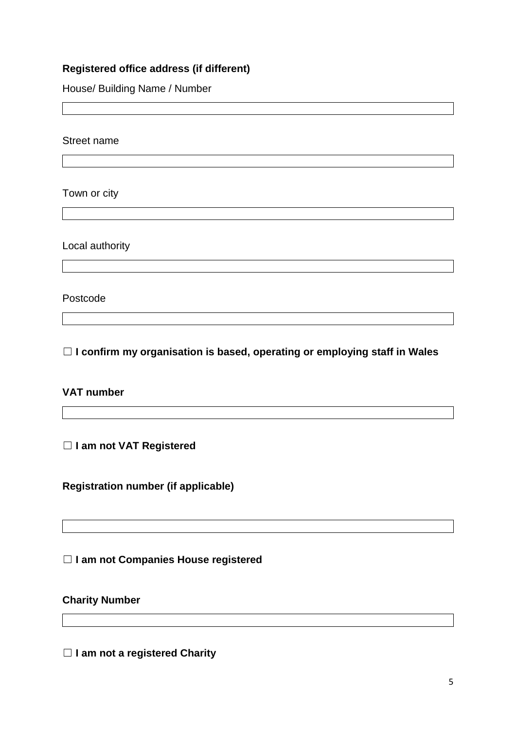**Registered office address (if different)**

House/ Building Name / Number

Street name

Town or city

Local authority

Postcode

☐ **I confirm my organisation is based, operating or employing staff in Wales**

**VAT number**

☐ **I am not VAT Registered**

**Registration number (if applicable)**

☐ **I am not Companies House registered**

**Charity Number**

☐ **I am not a registered Charity**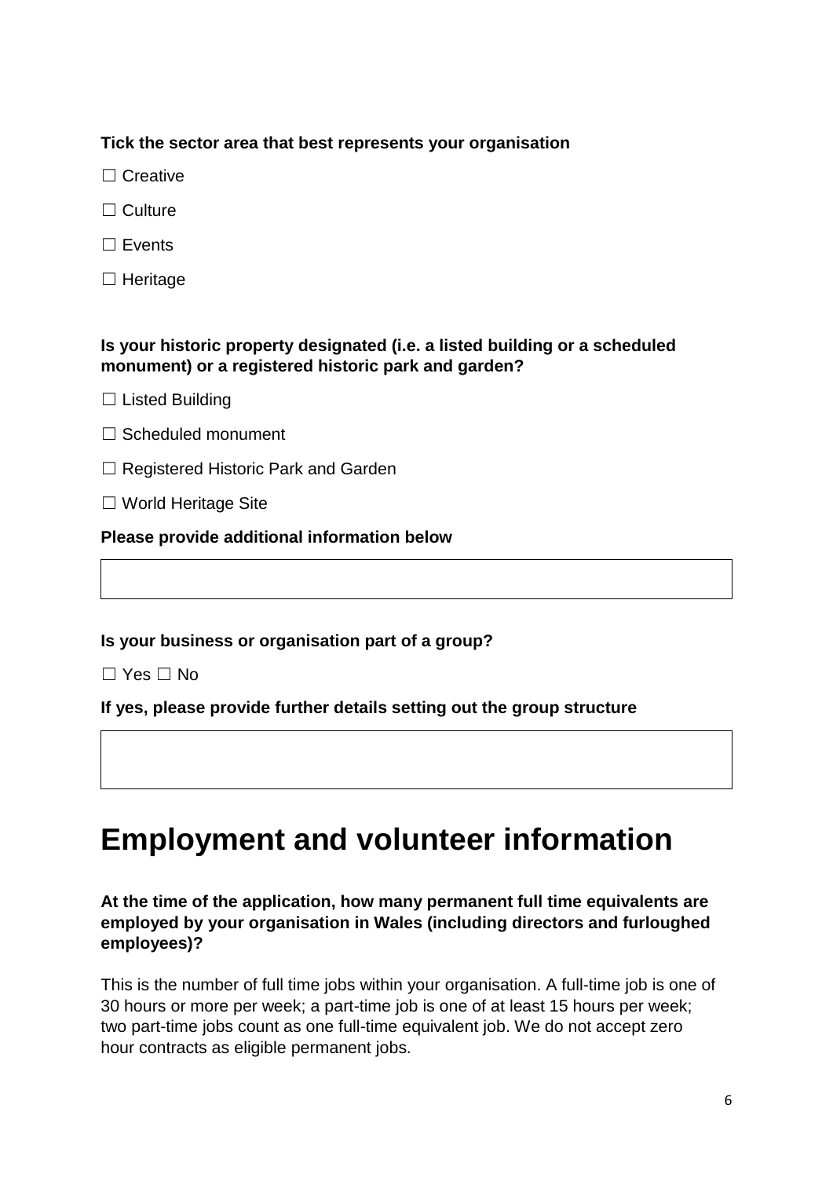**Tick the sector area that best represents your organisation**

☐ Creative

☐ Culture

☐ Events

☐ Heritage

**Is your historic property designated (i.e. a listed building or a scheduled monument) or a registered historic park and garden?**

☐ Listed Building

☐ Scheduled monument

☐ Registered Historic Park and Garden

☐ World Heritage Site

**Please provide additional information below**

**Is your business or organisation part of a group?**

☐ Yes ☐ No

**If yes, please provide further details setting out the group structure**

# Employment and volunteer information

**At the time of the application, how many permanent full time equivalents are employed by your organisation in Wales (including directors and furloughed employees)?**

This is the number of full time jobs within your organisation. A full-time job is one of 30 hours or more per week; a part-time job is one of at least 15 hours per week; two part-time jobs count as one full-time equivalent job. We do not accept zero hour contracts as eligible permanent jobs.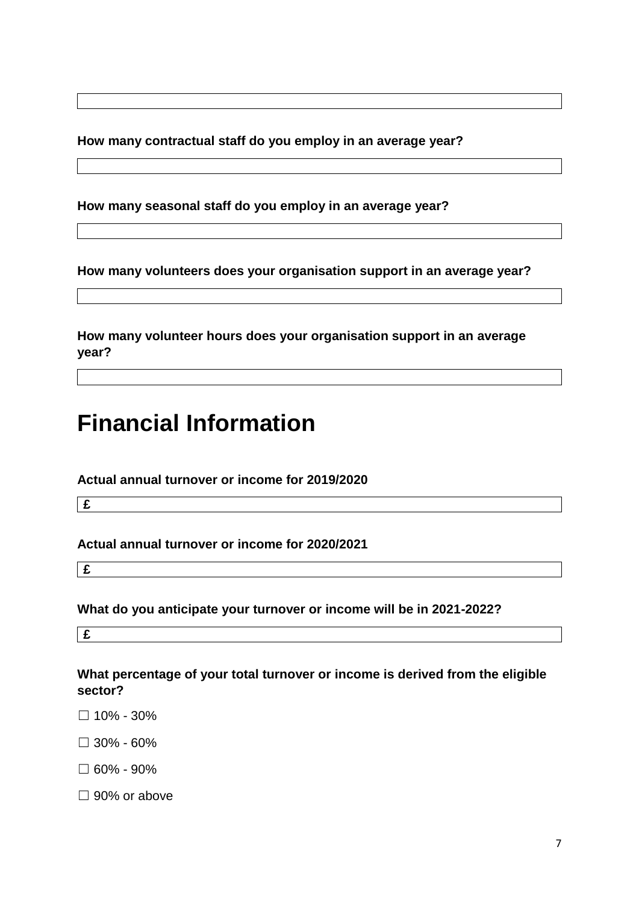**How many contractual staff do you employ in an average year?**

**How many seasonal staff do you employ in an average year?**

**How many volunteers does your organisation support in an average year?**

**How many volunteer hours does your organisation support in an average year?**

# Financial Information

**Actual annual turnover or income for 2019/2020**

£

**Actual annual turnover or income for 2020/2021**

£

**What do you anticipate your turnover or income will be in 2021-2022?**

£

**What percentage of your total turnover or income is derived from the eligible sector?**

☐ 10% - 30%

☐ 30% - 60%

☐ 60% - 90%

☐ 90% or above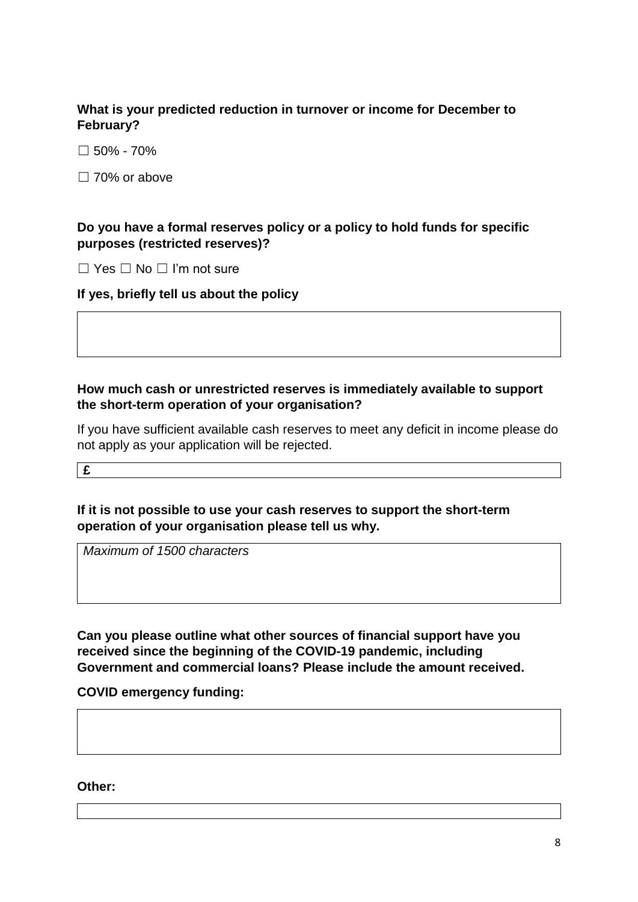**What is your predicted reduction in turnover or income for December to February?**

☐ 50% - 70%

☐ 70% or above

**Do you have a formal reserves policy or a policy to hold funds for specific purposes (restricted reserves)?**

☐ Yes ☐ No ☐ I'm not sure

**If yes, briefly tell us about the policy**

|  |
|---|
|  |

**How much cash or unrestricted reserves is immediately available to support the short-term operation of your organisation?**

If you have sufficient available cash reserves to meet any deficit in income please do not apply as your application will be rejected.

| £ |
|---|

**If it is not possible to use your cash reserves to support the short-term operation of your organisation please tell us why.**

| *Maximum of 1500 characters* |
|---|

**Can you please outline what other sources of financial support have you received since the beginning of the COVID-19 pandemic, including Government and commercial loans? Please include the amount received.**

**COVID emergency funding:**

|  |
|---|
|  |

**Other:**

|  |
|---|
|  |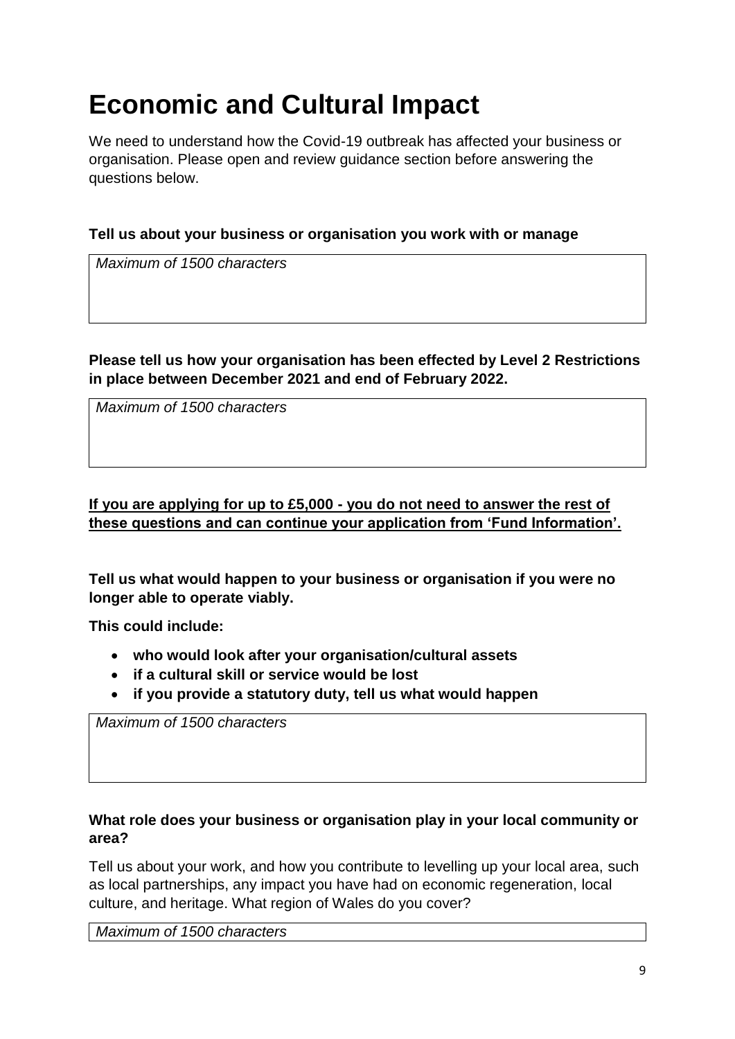# Economic and Cultural Impact

We need to understand how the Covid-19 outbreak has affected your business or organisation. Please open and review guidance section before answering the questions below.

**Tell us about your business or organisation you work with or manage**

| *Maximum of 1500 characters* |
|---|

**Please tell us how your organisation has been effected by Level 2 Restrictions in place between December 2021 and end of February 2022.**

| *Maximum of 1500 characters* |
|---|

**<u>If you are applying for up to £5,000 - you do not need to answer the rest of these questions and can continue your application from 'Fund Information'.</u>**

**Tell us what would happen to your business or organisation if you were no longer able to operate viably.**

**This could include:**

- **who would look after your organisation/cultural assets**
- **if a cultural skill or service would be lost**
- **if you provide a statutory duty, tell us what would happen**

| *Maximum of 1500 characters* |
|---|

**What role does your business or organisation play in your local community or area?**

Tell us about your work, and how you contribute to levelling up your local area, such as local partnerships, any impact you have had on economic regeneration, local culture, and heritage. What region of Wales do you cover?

| *Maximum of 1500 characters* |
|---|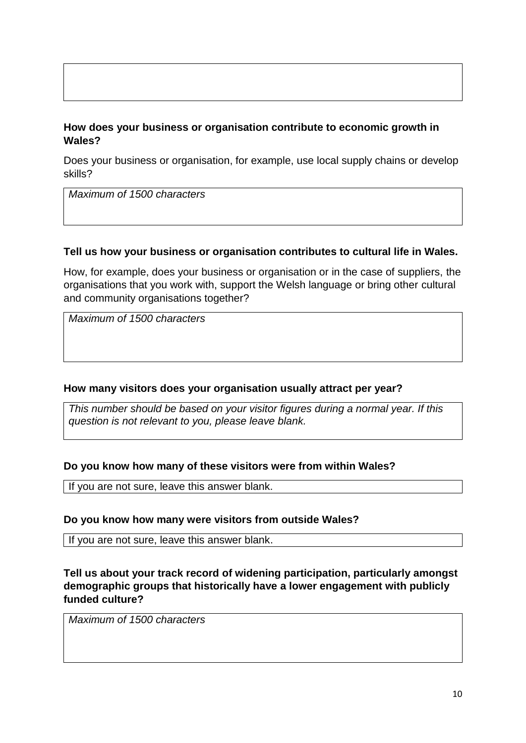**How does your business or organisation contribute to economic growth in Wales?**

Does your business or organisation, for example, use local supply chains or develop skills?

| *Maximum of 1500 characters* |
|---|

**Tell us how your business or organisation contributes to cultural life in Wales.**

How, for example, does your business or organisation or in the case of suppliers, the organisations that you work with, support the Welsh language or bring other cultural and community organisations together?

| *Maximum of 1500 characters* |
|---|

**How many visitors does your organisation usually attract per year?**

| *This number should be based on your visitor figures during a normal year. If this question is not relevant to you, please leave blank.* |
|---|

**Do you know how many of these visitors were from within Wales?**

| If you are not sure, leave this answer blank. |
|---|

**Do you know how many were visitors from outside Wales?**

| If you are not sure, leave this answer blank. |
|---|

**Tell us about your track record of widening participation, particularly amongst demographic groups that historically have a lower engagement with publicly funded culture?**

| *Maximum of 1500 characters* |
|---|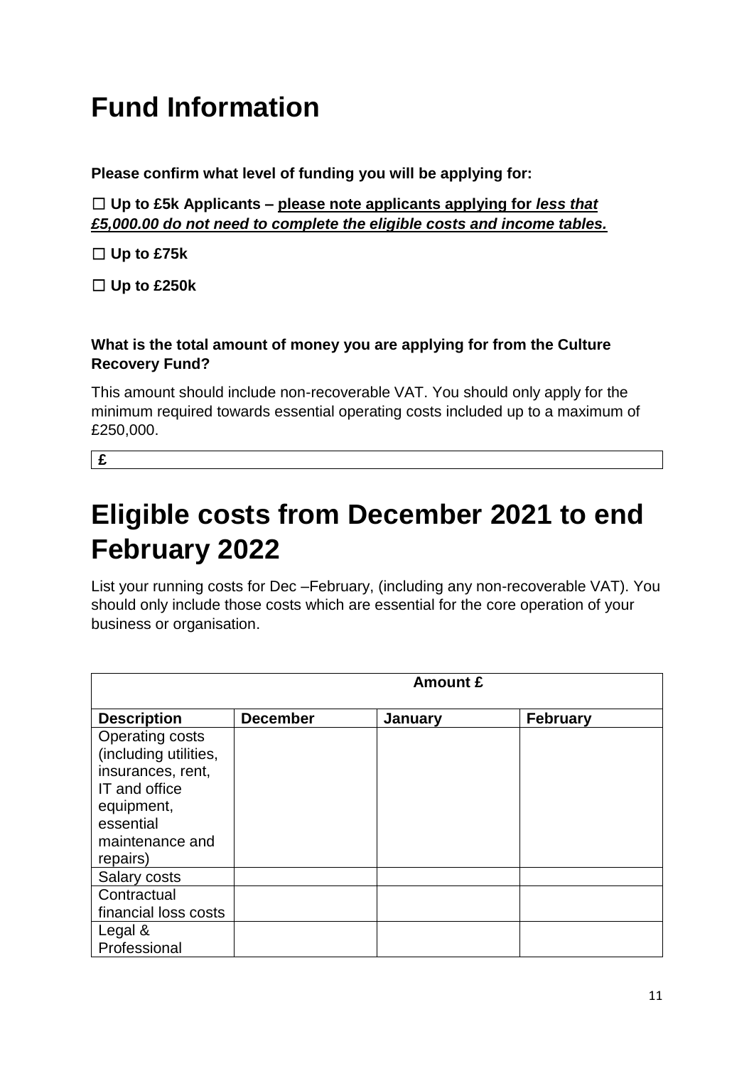# Fund Information

**Please confirm what level of funding you will be applying for:**

☐ **Up to £5k Applicants – <u>please note applicants applying for *less that £5,000.00 do not need to complete the eligible costs and income tables.*</u>**

☐ **Up to £75k**

☐ **Up to £250k**

**What is the total amount of money you are applying for from the Culture Recovery Fund?**

This amount should include non-recoverable VAT. You should only apply for the minimum required towards essential operating costs included up to a maximum of £250,000.

| **£** |
|---|

# Eligible costs from December 2021 to end February 2022

List your running costs for Dec –February, (including any non-recoverable VAT). You should only include those costs which are essential for the core operation of your business or organisation.

| | **Amount £** | | |
|---|---|---|---|
| **Description** | **December** | **January** | **February** |
| Operating costs (including utilities, insurances, rent, IT and office equipment, essential maintenance and repairs) | | | |
| Salary costs | | | |
| Contractual financial loss costs | | | |
| Legal & Professional | | | |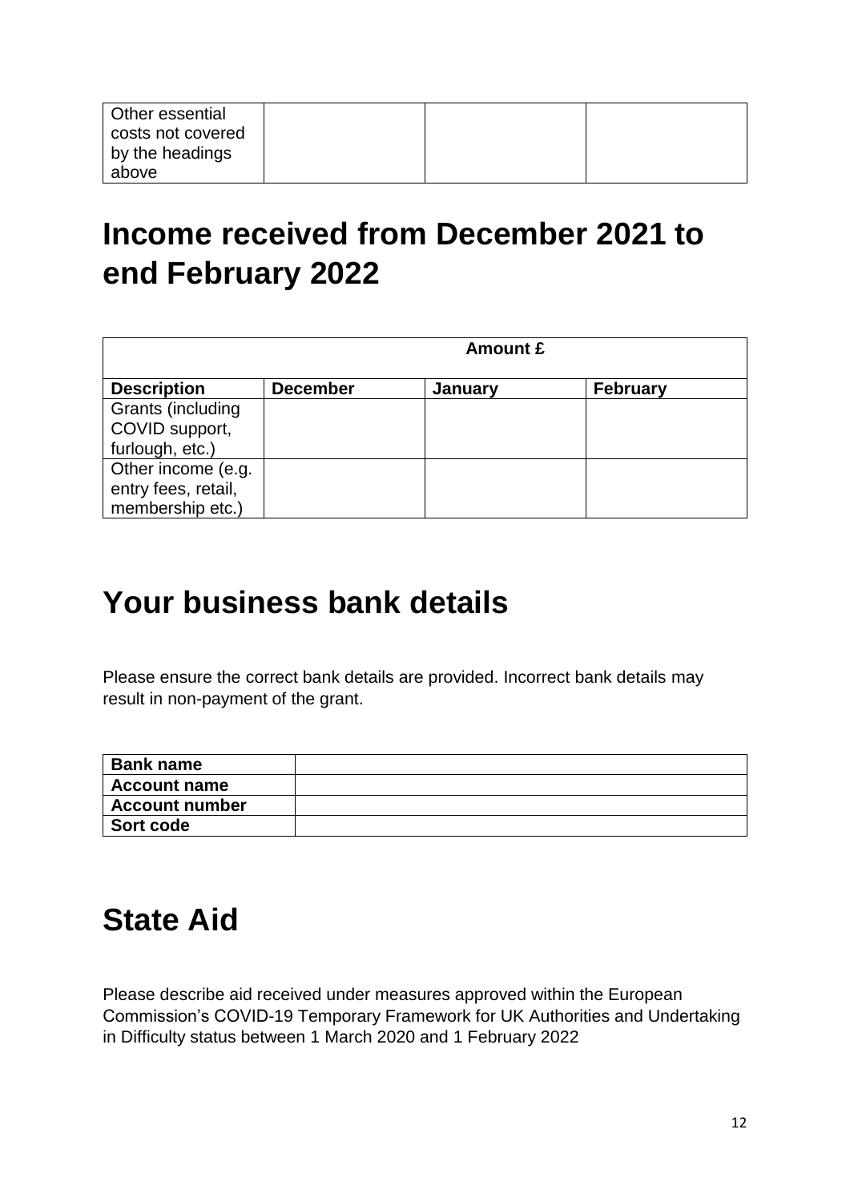| Other essential costs not covered by the headings above | | | |
|---|---|---|---|

# Income received from December 2021 to end February 2022

| | Amount £ | | |
|---|---|---|---|
| **Description** | **December** | **January** | **February** |
| Grants (including COVID support, furlough, etc.) | | | |
| Other income (e.g. entry fees, retail, membership etc.) | | | |

# Your business bank details

Please ensure the correct bank details are provided. Incorrect bank details may result in non-payment of the grant.

| **Bank name** | |
|---|---|
| **Account name** | |
| **Account number** | |
| **Sort code** | |

# State Aid

Please describe aid received under measures approved within the European Commission's COVID-19 Temporary Framework for UK Authorities and Undertaking in Difficulty status between 1 March 2020 and 1 February 2022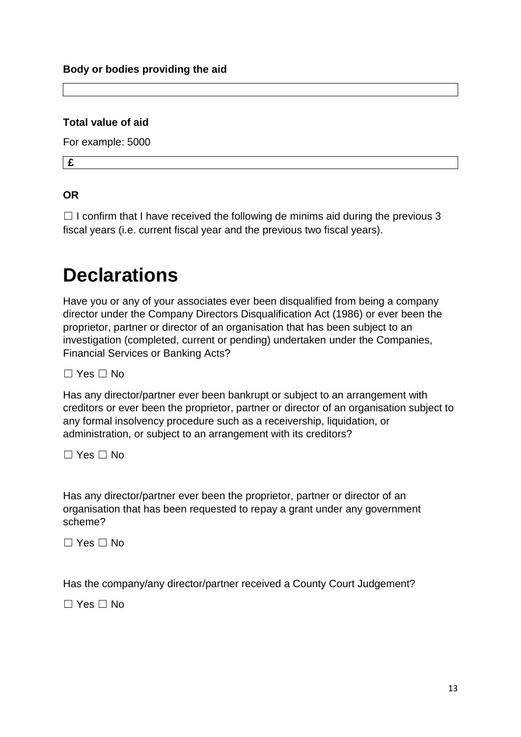**Body or bodies providing the aid**

**Total value of aid**

For example: 5000

£

**OR**

☐ I confirm that I have received the following de minims aid during the previous 3 fiscal years (i.e. current fiscal year and the previous two fiscal years).

# Declarations

Have you or any of your associates ever been disqualified from being a company director under the Company Directors Disqualification Act (1986) or ever been the proprietor, partner or director of an organisation that has been subject to an investigation (completed, current or pending) undertaken under the Companies, Financial Services or Banking Acts?

☐ Yes ☐ No

Has any director/partner ever been bankrupt or subject to an arrangement with creditors or ever been the proprietor, partner or director of an organisation subject to any formal insolvency procedure such as a receivership, liquidation, or administration, or subject to an arrangement with its creditors?

☐ Yes ☐ No

Has any director/partner ever been the proprietor, partner or director of an organisation that has been requested to repay a grant under any government scheme?

☐ Yes ☐ No

Has the company/any director/partner received a County Court Judgement?

☐ Yes ☐ No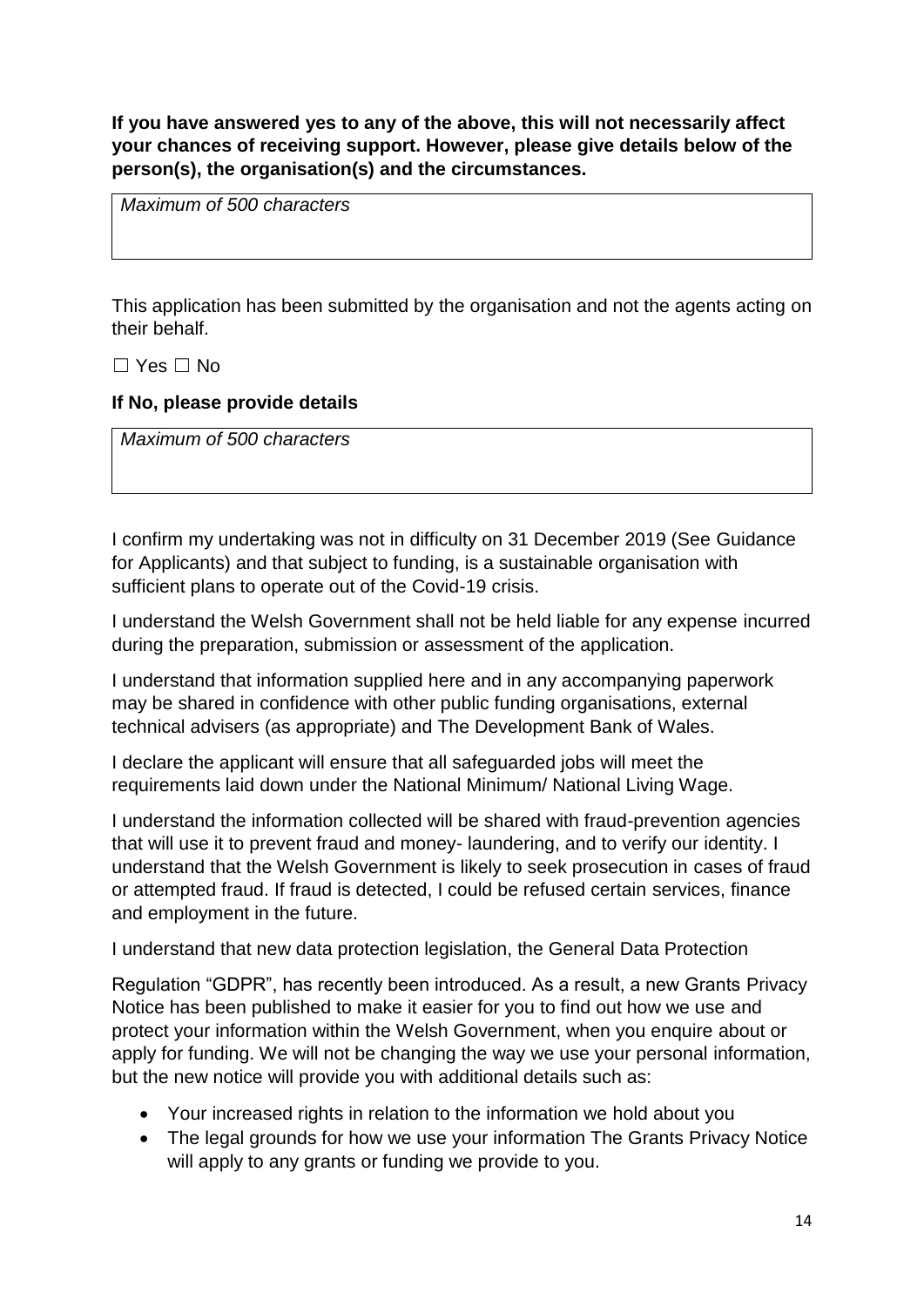**If you have answered yes to any of the above, this will not necessarily affect your chances of receiving support. However, please give details below of the person(s), the organisation(s) and the circumstances.**

| *Maximum of 500 characters* |
| --- |

This application has been submitted by the organisation and not the agents acting on their behalf.

☐ Yes ☐ No

**If No, please provide details**

| *Maximum of 500 characters* |
| --- |

I confirm my undertaking was not in difficulty on 31 December 2019 (See Guidance for Applicants) and that subject to funding, is a sustainable organisation with sufficient plans to operate out of the Covid-19 crisis.

I understand the Welsh Government shall not be held liable for any expense incurred during the preparation, submission or assessment of the application.

I understand that information supplied here and in any accompanying paperwork may be shared in confidence with other public funding organisations, external technical advisers (as appropriate) and The Development Bank of Wales.

I declare the applicant will ensure that all safeguarded jobs will meet the requirements laid down under the National Minimum/ National Living Wage.

I understand the information collected will be shared with fraud-prevention agencies that will use it to prevent fraud and money- laundering, and to verify our identity. I understand that the Welsh Government is likely to seek prosecution in cases of fraud or attempted fraud. If fraud is detected, I could be refused certain services, finance and employment in the future.

I understand that new data protection legislation, the General Data Protection

Regulation "GDPR", has recently been introduced. As a result, a new Grants Privacy Notice has been published to make it easier for you to find out how we use and protect your information within the Welsh Government, when you enquire about or apply for funding. We will not be changing the way we use your personal information, but the new notice will provide you with additional details such as:

- Your increased rights in relation to the information we hold about you
- The legal grounds for how we use your information The Grants Privacy Notice will apply to any grants or funding we provide to you.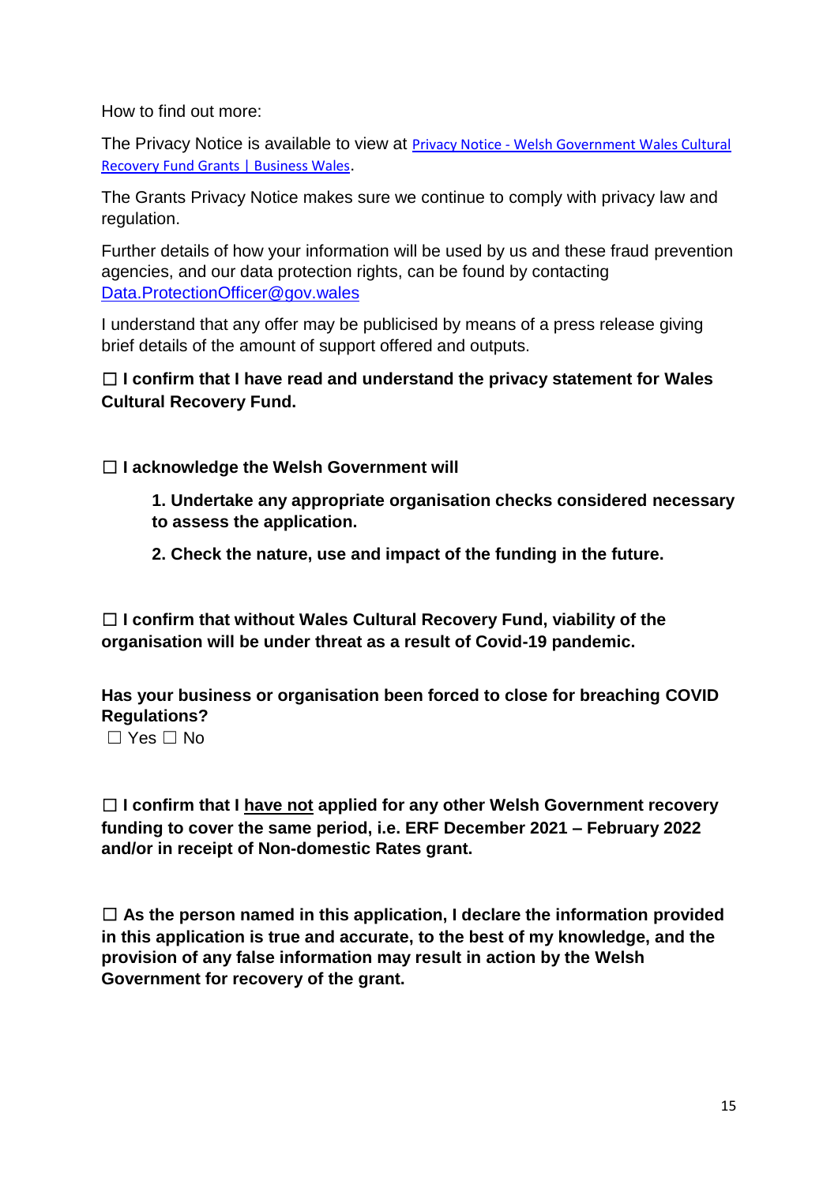How to find out more:

The Privacy Notice is available to view at [Privacy Notice - Welsh Government Wales Cultural Recovery Fund Grants | Business Wales](Privacy Notice - Welsh Government Wales Cultural Recovery Fund Grants | Business Wales).

The Grants Privacy Notice makes sure we continue to comply with privacy law and regulation.

Further details of how your information will be used by us and these fraud prevention agencies, and our data protection rights, can be found by contacting [Data.ProtectionOfficer@gov.wales](mailto:Data.ProtectionOfficer@gov.wales)

I understand that any offer may be publicised by means of a press release giving brief details of the amount of support offered and outputs.

☐ **I confirm that I have read and understand the privacy statement for Wales Cultural Recovery Fund.**

☐ **I acknowledge the Welsh Government will**

> **1. Undertake any appropriate organisation checks considered necessary to assess the application.**
>
> **2. Check the nature, use and impact of the funding in the future.**

☐ **I confirm that without Wales Cultural Recovery Fund, viability of the organisation will be under threat as a result of Covid-19 pandemic.**

**Has your business or organisation been forced to close for breaching COVID Regulations?**
☐ Yes ☐ No

☐ **I confirm that I <u>have not</u> applied for any other Welsh Government recovery funding to cover the same period, i.e. ERF December 2021 – February 2022 and/or in receipt of Non-domestic Rates grant.**

☐ **As the person named in this application, I declare the information provided in this application is true and accurate, to the best of my knowledge, and the provision of any false information may result in action by the Welsh Government for recovery of the grant.**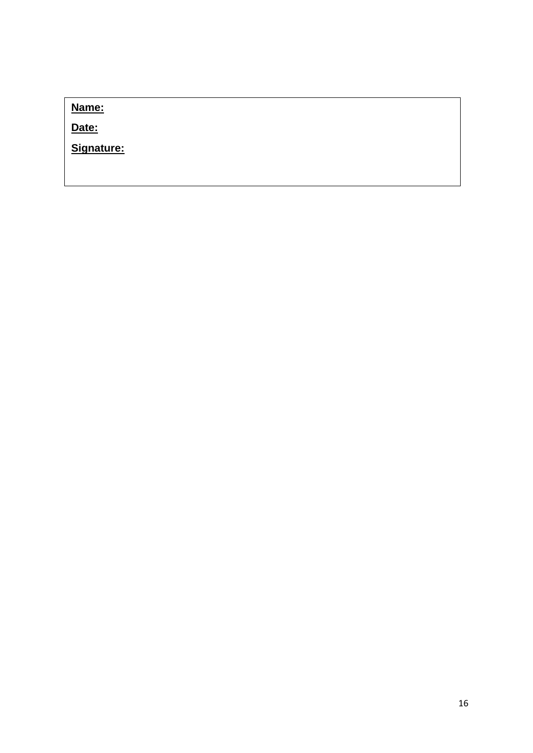| |
|---|
| **Name:**<br>**Date:**<br>**Signature:** |